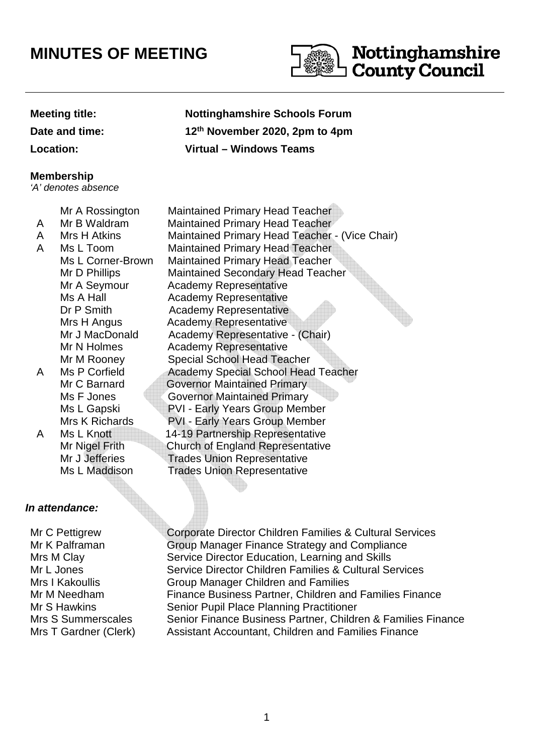# MINUTES OF MEETING

**Nottinghamshire County Council**

**Meeting title:** **Nottinghamshire Schools Forum**

**Date and time:** **12th November 2020, 2pm to 4pm**

**Location:** **Virtual – Windows Teams**

**Membership**

*'A' denotes absence*

| | Name | Role |
|---|---|---|
| | Mr A Rossington | Maintained Primary Head Teacher |
| A | Mr B Waldram | Maintained Primary Head Teacher |
| A | Mrs H Atkins | Maintained Primary Head Teacher - (Vice Chair) |
| A | Ms L Toom | Maintained Primary Head Teacher |
| | Ms L Corner-Brown | Maintained Primary Head Teacher |
| | Mr D Phillips | Maintained Secondary Head Teacher |
| | Mr A Seymour | Academy Representative |
| | Ms A Hall | Academy Representative |
| | Dr P Smith | Academy Representative |
| | Mrs H Angus | Academy Representative |
| | Mr J MacDonald | Academy Representative - (Chair) |
| | Mr N Holmes | Academy Representative |
| | Mr M Rooney | Special School Head Teacher |
| A | Ms P Corfield | Academy Special School Head Teacher |
| | Mr C Barnard | Governor Maintained Primary |
| | Ms F Jones | Governor Maintained Primary |
| | Ms L Gapski | PVI - Early Years Group Member |
| | Mrs K Richards | PVI - Early Years Group Member |
| A | Ms L Knott | 14-19 Partnership Representative |
| | Mr Nigel Frith | Church of England Representative |
| | Mr J Jefferies | Trades Union Representative |
| | Ms L Maddison | Trades Union Representative |

***In attendance:***

| Name | Role |
|---|---|
| Mr C Pettigrew | Corporate Director Children Families & Cultural Services |
| Mr K Palframan | Group Manager Finance Strategy and Compliance |
| Mrs M Clay | Service Director Education, Learning and Skills |
| Mr L Jones | Service Director Children Families & Cultural Services |
| Mrs I Kakoullis | Group Manager Children and Families |
| Mr M Needham | Finance Business Partner, Children and Families Finance |
| Mr S Hawkins | Senior Pupil Place Planning Practitioner |
| Mrs S Summerscales | Senior Finance Business Partner, Children & Families Finance |
| Mrs T Gardner (Clerk) | Assistant Accountant, Children and Families Finance |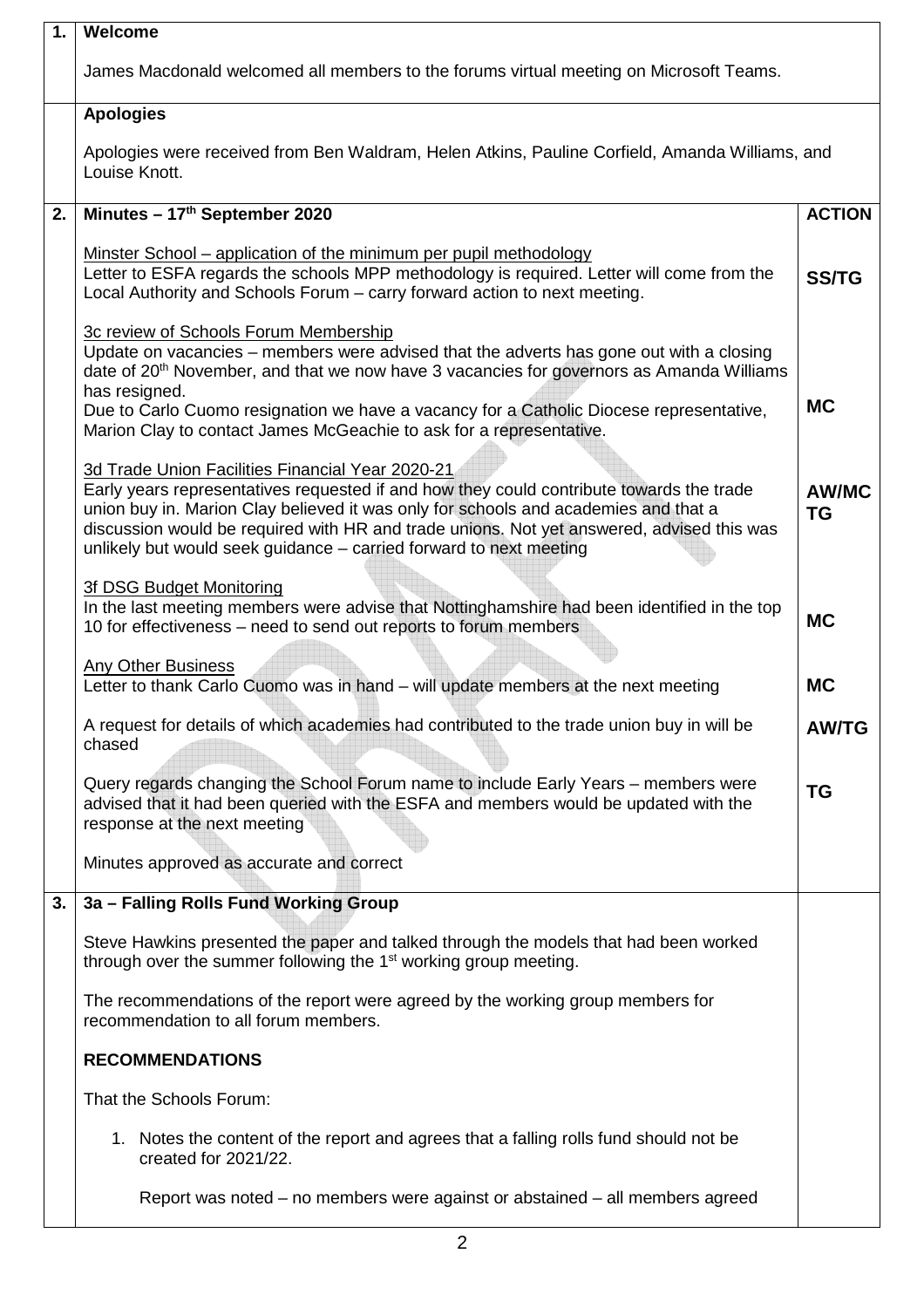| | | |
|---|---|---|
| **1.** | **Welcome**<br><br>James Macdonald welcomed all members to the forums virtual meeting on Microsoft Teams. | |
| | **Apologies**<br><br>Apologies were received from Ben Waldram, Helen Atkins, Pauline Corfield, Amanda Williams, and Louise Knott. | |
| **2.** | **Minutes – 17th September 2020** | **ACTION** |
| | Minster School – application of the minimum per pupil methodology<br>Letter to ESFA regards the schools MPP methodology is required. Letter will come from the Local Authority and Schools Forum – carry forward action to next meeting. | **SS/TG** |
| | 3c review of Schools Forum Membership<br>Update on vacancies – members were advised that the adverts has gone out with a closing date of 20th November, and that we now have 3 vacancies for governors as Amanda Williams has resigned.<br>Due to Carlo Cuomo resignation we have a vacancy for a Catholic Diocese representative, Marion Clay to contact James McGeachie to ask for a representative. | **MC** |
| | 3d Trade Union Facilities Financial Year 2020-21<br>Early years representatives requested if and how they could contribute towards the trade union buy in. Marion Clay believed it was only for schools and academies and that a discussion would be required with HR and trade unions. Not yet answered, advised this was unlikely but would seek guidance – carried forward to next meeting | **AW/MC TG** |
| | 3f DSG Budget Monitoring<br>In the last meeting members were advise that Nottinghamshire had been identified in the top 10 for effectiveness – need to send out reports to forum members | **MC** |
| | Any Other Business<br>Letter to thank Carlo Cuomo was in hand – will update members at the next meeting | **MC** |
| | A request for details of which academies had contributed to the trade union buy in will be chased | **AW/TG** |
| | Query regards changing the School Forum name to include Early Years – members were advised that it had been queried with the ESFA and members would be updated with the response at the next meeting | **TG** |
| | Minutes approved as accurate and correct | |
| **3.** | **3a – Falling Rolls Fund Working Group**<br><br>Steve Hawkins presented the paper and talked through the models that had been worked through over the summer following the 1st working group meeting.<br><br>The recommendations of the report were agreed by the working group members for recommendation to all forum members.<br><br>**RECOMMENDATIONS**<br><br>That the Schools Forum:<br><br>1. Notes the content of the report and agrees that a falling rolls fund should not be created for 2021/22.<br><br>Report was noted – no members were against or abstained – all members agreed | |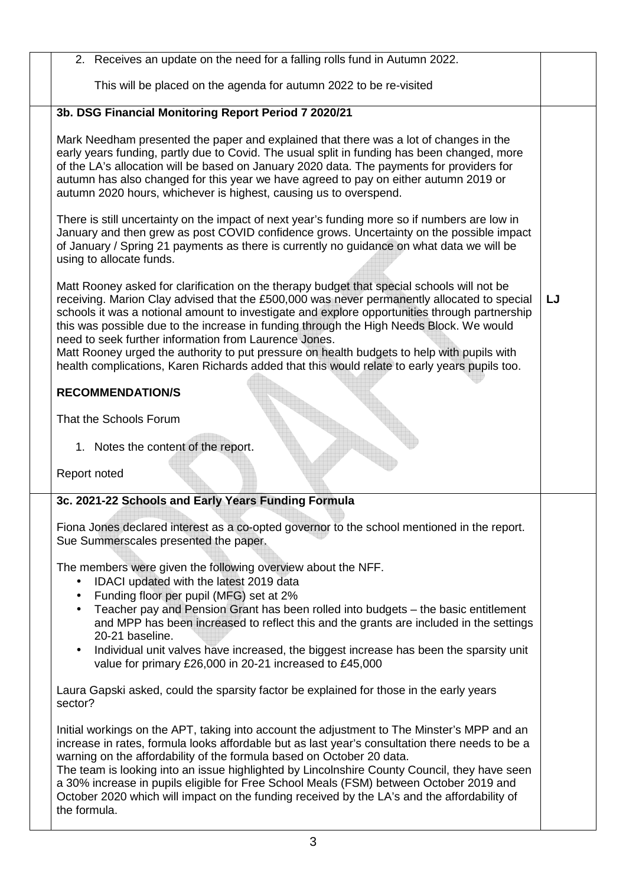2. Receives an update on the need for a falling rolls fund in Autumn 2022.

This will be placed on the agenda for autumn 2022 to be re-visited

**3b. DSG Financial Monitoring Report Period 7 2020/21**

Mark Needham presented the paper and explained that there was a lot of changes in the early years funding, partly due to Covid. The usual split in funding has been changed, more of the LA's allocation will be based on January 2020 data. The payments for providers for autumn has also changed for this year we have agreed to pay on either autumn 2019 or autumn 2020 hours, whichever is highest, causing us to overspend.

There is still uncertainty on the impact of next year's funding more so if numbers are low in January and then grew as post COVID confidence grows. Uncertainty on the possible impact of January / Spring 21 payments as there is currently no guidance on what data we will be using to allocate funds.

Matt Rooney asked for clarification on the therapy budget that special schools will not be receiving. Marion Clay advised that the £500,000 was never permanently allocated to special schools it was a notional amount to investigate and explore opportunities through partnership this was possible due to the increase in funding through the High Needs Block. We would need to seek further information from Laurence Jones. **LJ**

Matt Rooney urged the authority to put pressure on health budgets to help with pupils with health complications, Karen Richards added that this would relate to early years pupils too.

**RECOMMENDATION/S**

That the Schools Forum

1. Notes the content of the report.

Report noted

**3c. 2021-22 Schools and Early Years Funding Formula**

Fiona Jones declared interest as a co-opted governor to the school mentioned in the report. Sue Summerscales presented the paper.

The members were given the following overview about the NFF.

- IDACI updated with the latest 2019 data
- Funding floor per pupil (MFG) set at 2%
- Teacher pay and Pension Grant has been rolled into budgets – the basic entitlement and MPP has been increased to reflect this and the grants are included in the settings 20-21 baseline.
- Individual unit valves have increased, the biggest increase has been the sparsity unit value for primary £26,000 in 20-21 increased to £45,000

Laura Gapski asked, could the sparsity factor be explained for those in the early years sector?

Initial workings on the APT, taking into account the adjustment to The Minster's MPP and an increase in rates, formula looks affordable but as last year's consultation there needs to be a warning on the affordability of the formula based on October 20 data.
The team is looking into an issue highlighted by Lincolnshire County Council, they have seen a 30% increase in pupils eligible for Free School Meals (FSM) between October 2019 and October 2020 which will impact on the funding received by the LA's and the affordability of the formula.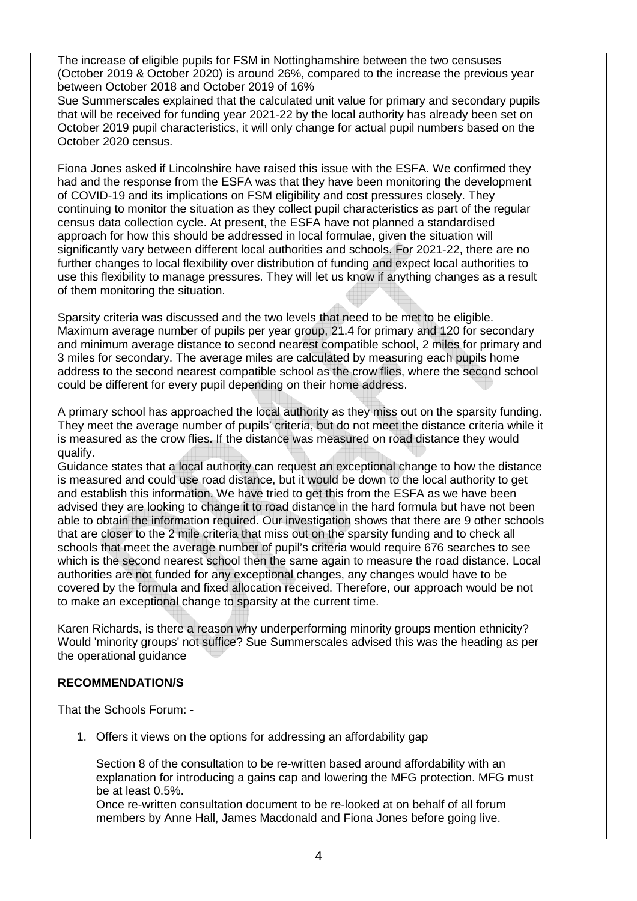The increase of eligible pupils for FSM in Nottinghamshire between the two censuses (October 2019 & October 2020) is around 26%, compared to the increase the previous year between October 2018 and October 2019 of 16%

Sue Summerscales explained that the calculated unit value for primary and secondary pupils that will be received for funding year 2021-22 by the local authority has already been set on October 2019 pupil characteristics, it will only change for actual pupil numbers based on the October 2020 census.

Fiona Jones asked if Lincolnshire have raised this issue with the ESFA. We confirmed they had and the response from the ESFA was that they have been monitoring the development of COVID-19 and its implications on FSM eligibility and cost pressures closely. They continuing to monitor the situation as they collect pupil characteristics as part of the regular census data collection cycle. At present, the ESFA have not planned a standardised approach for how this should be addressed in local formulae, given the situation will significantly vary between different local authorities and schools. For 2021-22, there are no further changes to local flexibility over distribution of funding and expect local authorities to use this flexibility to manage pressures. They will let us know if anything changes as a result of them monitoring the situation.

Sparsity criteria was discussed and the two levels that need to be met to be eligible. Maximum average number of pupils per year group, 21.4 for primary and 120 for secondary and minimum average distance to second nearest compatible school, 2 miles for primary and 3 miles for secondary. The average miles are calculated by measuring each pupils home address to the second nearest compatible school as the crow flies, where the second school could be different for every pupil depending on their home address.

A primary school has approached the local authority as they miss out on the sparsity funding. They meet the average number of pupils' criteria, but do not meet the distance criteria while it is measured as the crow flies. If the distance was measured on road distance they would qualify.

Guidance states that a local authority can request an exceptional change to how the distance is measured and could use road distance, but it would be down to the local authority to get and establish this information. We have tried to get this from the ESFA as we have been advised they are looking to change it to road distance in the hard formula but have not been able to obtain the information required. Our investigation shows that there are 9 other schools that are closer to the 2 mile criteria that miss out on the sparsity funding and to check all schools that meet the average number of pupil's criteria would require 676 searches to see which is the second nearest school then the same again to measure the road distance. Local authorities are not funded for any exceptional changes, any changes would have to be covered by the formula and fixed allocation received. Therefore, our approach would be not to make an exceptional change to sparsity at the current time.

Karen Richards, is there a reason why underperforming minority groups mention ethnicity? Would 'minority groups' not suffice? Sue Summerscales advised this was the heading as per the operational guidance

**RECOMMENDATION/S**

That the Schools Forum: -

1. Offers it views on the options for addressing an affordability gap

   Section 8 of the consultation to be re-written based around affordability with an explanation for introducing a gains cap and lowering the MFG protection. MFG must be at least 0.5%.
   Once re-written consultation document to be re-looked at on behalf of all forum members by Anne Hall, James Macdonald and Fiona Jones before going live.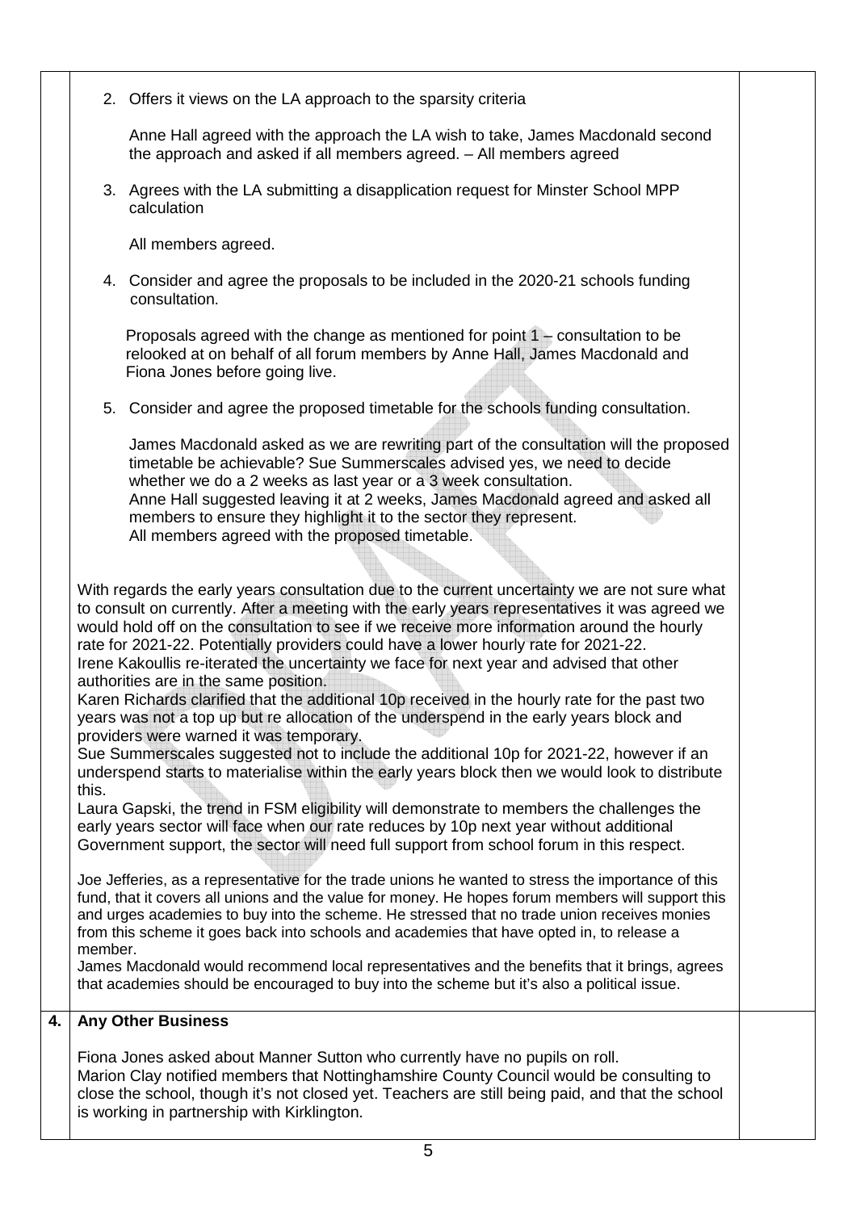2. Offers it views on the LA approach to the sparsity criteria

   Anne Hall agreed with the approach the LA wish to take, James Macdonald second the approach and asked if all members agreed. – All members agreed

3. Agrees with the LA submitting a disapplication request for Minster School MPP calculation

   All members agreed.

4. Consider and agree the proposals to be included in the 2020-21 schools funding consultation.

   Proposals agreed with the change as mentioned for point 1 – consultation to be relooked at on behalf of all forum members by Anne Hall, James Macdonald and Fiona Jones before going live.

5. Consider and agree the proposed timetable for the schools funding consultation.

   James Macdonald asked as we are rewriting part of the consultation will the proposed timetable be achievable? Sue Summerscales advised yes, we need to decide whether we do a 2 weeks as last year or a 3 week consultation.
   Anne Hall suggested leaving it at 2 weeks, James Macdonald agreed and asked all members to ensure they highlight it to the sector they represent.
   All members agreed with the proposed timetable.

With regards the early years consultation due to the current uncertainty we are not sure what to consult on currently. After a meeting with the early years representatives it was agreed we would hold off on the consultation to see if we receive more information around the hourly rate for 2021-22. Potentially providers could have a lower hourly rate for 2021-22.
Irene Kakoullis re-iterated the uncertainty we face for next year and advised that other authorities are in the same position.
Karen Richards clarified that the additional 10p received in the hourly rate for the past two years was not a top up but re allocation of the underspend in the early years block and providers were warned it was temporary.
Sue Summerscales suggested not to include the additional 10p for 2021-22, however if an underspend starts to materialise within the early years block then we would look to distribute this.
Laura Gapski, the trend in FSM eligibility will demonstrate to members the challenges the early years sector will face when our rate reduces by 10p next year without additional Government support, the sector will need full support from school forum in this respect.

Joe Jefferies, as a representative for the trade unions he wanted to stress the importance of this fund, that it covers all unions and the value for money. He hopes forum members will support this and urges academies to buy into the scheme. He stressed that no trade union receives monies from this scheme it goes back into schools and academies that have opted in, to release a member.
James Macdonald would recommend local representatives and the benefits that it brings, agrees that academies should be encouraged to buy into the scheme but it's also a political issue.

## 4. Any Other Business

Fiona Jones asked about Manner Sutton who currently have no pupils on roll.
Marion Clay notified members that Nottinghamshire County Council would be consulting to close the school, though it's not closed yet. Teachers are still being paid, and that the school is working in partnership with Kirklington.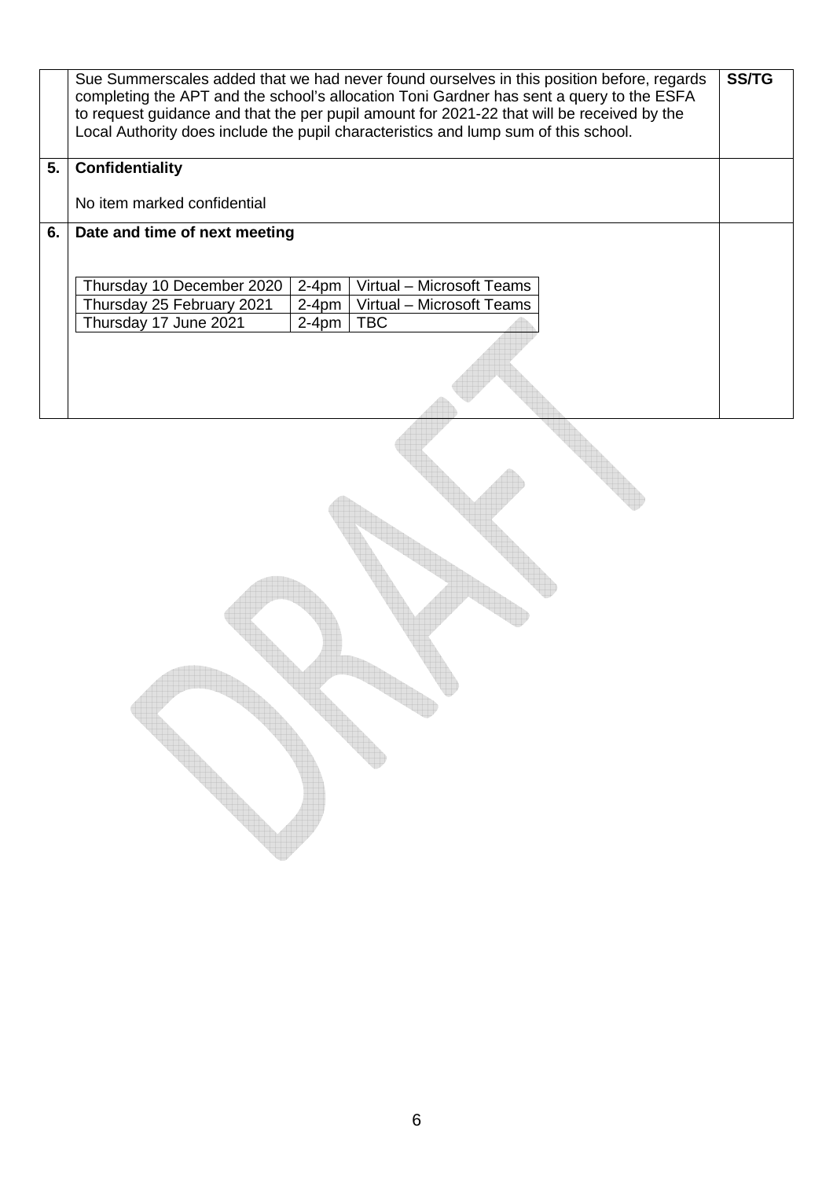| | | |
|---|---|---|
| | Sue Summerscales added that we had never found ourselves in this position before, regards completing the APT and the school's allocation Toni Gardner has sent a query to the ESFA to request guidance and that the per pupil amount for 2021-22 that will be received by the Local Authority does include the pupil characteristics and lump sum of this school. | **SS/TG** |
| **5.** | **Confidentiality**<br><br>No item marked confidential | |
| **6.** | **Date and time of next meeting** | |

| | | |
|---|---|---|
| Thursday 10 December 2020 | 2-4pm | Virtual – Microsoft Teams |
| Thursday 25 February 2021 | 2-4pm | Virtual – Microsoft Teams |
| Thursday 17 June 2021 | 2-4pm | TBC |

DRAFT